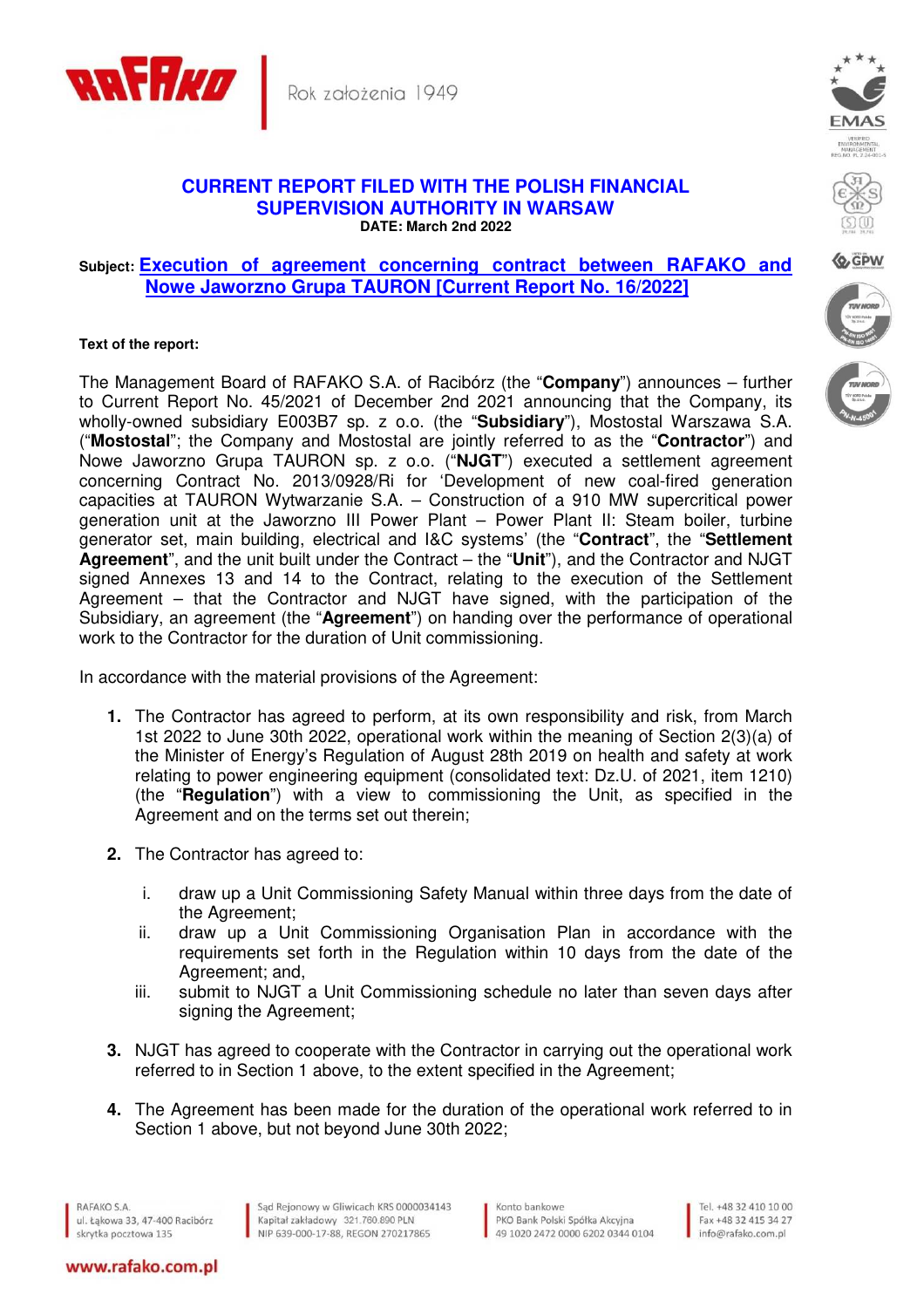**CURRENT REPORT FILED WITH THE POLISH FINANCIAL SUPERVISION AUTHORITY IN WARSAW**
**DATE: March 2nd 2022**

**Subject: Execution of agreement concerning contract between RAFAKO and Nowe Jaworzno Grupa TAURON [Current Report No. 16/2022]**

**Text of the report:**

The Management Board of RAFAKO S.A. of Racibórz (the "**Company**") announces – further to Current Report No. 45/2021 of December 2nd 2021 announcing that the Company, its wholly-owned subsidiary E003B7 sp. z o.o. (the "**Subsidiary**"), Mostostal Warszawa S.A. ("**Mostostal**"; the Company and Mostostal are jointly referred to as the "**Contractor**") and Nowe Jaworzno Grupa TAURON sp. z o.o. ("**NJGT**") executed a settlement agreement concerning Contract No. 2013/0928/Ri for 'Development of new coal-fired generation capacities at TAURON Wytwarzanie S.A. – Construction of a 910 MW supercritical power generation unit at the Jaworzno III Power Plant – Power Plant II: Steam boiler, turbine generator set, main building, electrical and I&C systems' (the "**Contract**", the "**Settlement Agreement**", and the unit built under the Contract – the "**Unit**"), and the Contractor and NJGT signed Annexes 13 and 14 to the Contract, relating to the execution of the Settlement Agreement – that the Contractor and NJGT have signed, with the participation of the Subsidiary, an agreement (the "**Agreement**") on handing over the performance of operational work to the Contractor for the duration of Unit commissioning.

In accordance with the material provisions of the Agreement:

1. The Contractor has agreed to perform, at its own responsibility and risk, from March 1st 2022 to June 30th 2022, operational work within the meaning of Section 2(3)(a) of the Minister of Energy's Regulation of August 28th 2019 on health and safety at work relating to power engineering equipment (consolidated text: Dz.U. of 2021, item 1210) (the "**Regulation**") with a view to commissioning the Unit, as specified in the Agreement and on the terms set out therein;

2. The Contractor has agreed to:

   i. draw up a Unit Commissioning Safety Manual within three days from the date of the Agreement;
   ii. draw up a Unit Commissioning Organisation Plan in accordance with the requirements set forth in the Regulation within 10 days from the date of the Agreement; and,
   iii. submit to NJGT a Unit Commissioning schedule no later than seven days after signing the Agreement;

3. NJGT has agreed to cooperate with the Contractor in carrying out the operational work referred to in Section 1 above, to the extent specified in the Agreement;

4. The Agreement has been made for the duration of the operational work referred to in Section 1 above, but not beyond June 30th 2022;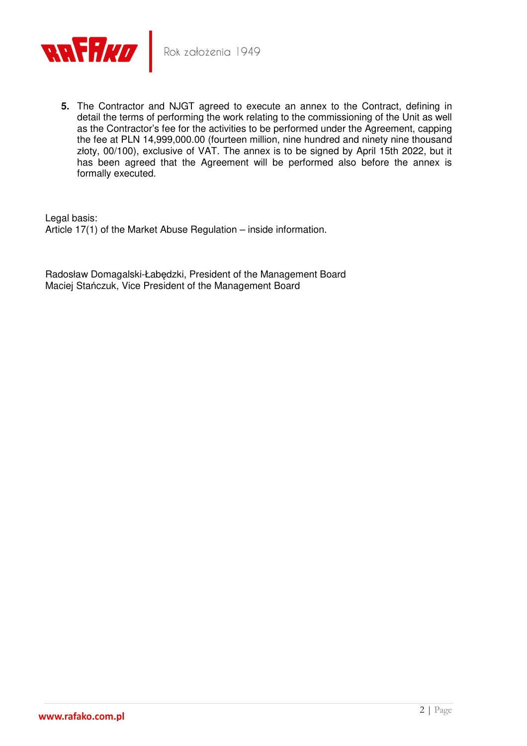5. The Contractor and NJGT agreed to execute an annex to the Contract, defining in detail the terms of performing the work relating to the commissioning of the Unit as well as the Contractor's fee for the activities to be performed under the Agreement, capping the fee at PLN 14,999,000.00 (fourteen million, nine hundred and ninety nine thousand złoty, 00/100), exclusive of VAT. The annex is to be signed by April 15th 2022, but it has been agreed that the Agreement will be performed also before the annex is formally executed.

Legal basis:
Article 17(1) of the Market Abuse Regulation – inside information.

Radosław Domagalski-Łabędzki, President of the Management Board
Maciej Stańczuk, Vice President of the Management Board